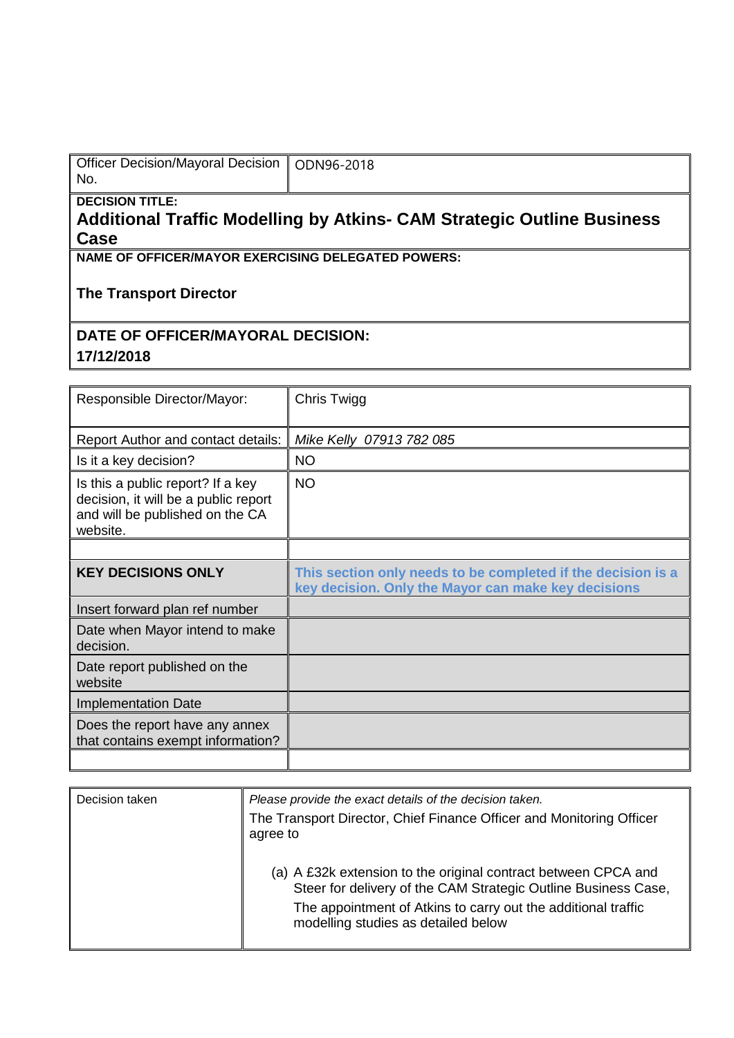| Officer Decision/Mayoral Decision No. | ODN96-2018 |
|---|---|

**DECISION TITLE:**

**Additional Traffic Modelling by Atkins- CAM Strategic Outline Business Case**

**NAME OF OFFICER/MAYOR EXERCISING DELEGATED POWERS:**

**The Transport Director**

**DATE OF OFFICER/MAYORAL DECISION:**

**17/12/2018**

| Responsible Director/Mayor: | Chris Twigg |
|---|---|
| Report Author and contact details: | *Mike Kelly 07913 782 085* |
| Is it a key decision? | NO |
| Is this a public report? If a key decision, it will be a public report and will be published on the CA website. | NO |
| | |
| **KEY DECISIONS ONLY** | **This section only needs to be completed if the decision is a key decision. Only the Mayor can make key decisions** |
| Insert forward plan ref number | |
| Date when Mayor intend to make decision. | |
| Date report published on the website | |
| Implementation Date | |
| Does the report have any annex that contains exempt information? | |
| | |

| Decision taken | *Please provide the exact details of the decision taken.*<br>The Transport Director, Chief Finance Officer and Monitoring Officer agree to<br><br>(a) A £32k extension to the original contract between CPCA and Steer for delivery of the CAM Strategic Outline Business Case,<br>The appointment of Atkins to carry out the additional traffic modelling studies as detailed below |
|---|---|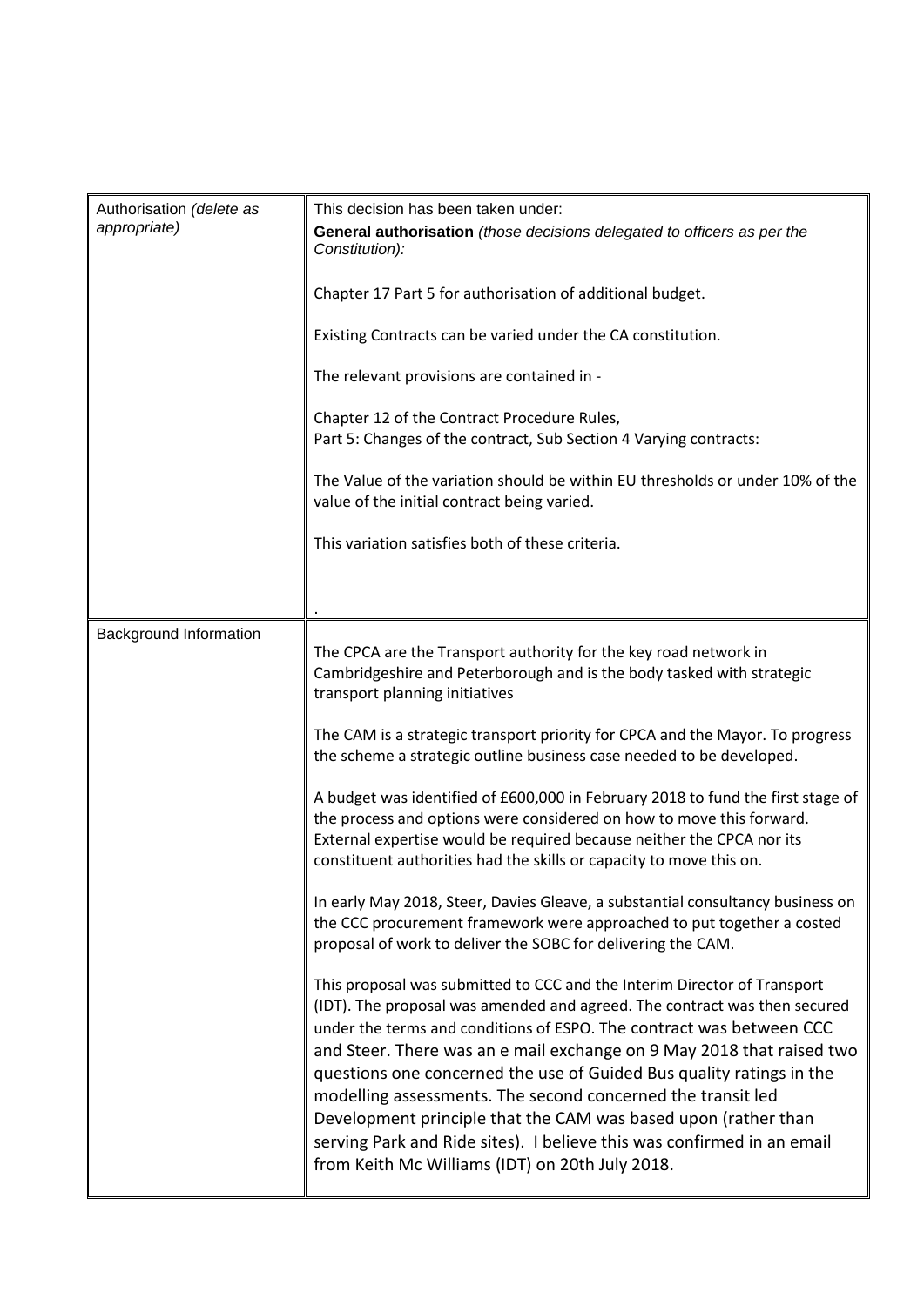| | |
|---|---|
| Authorisation *(delete as appropriate)* | This decision has been taken under:<br>**General authorisation** *(those decisions delegated to officers as per the Constitution):*<br><br>Chapter 17 Part 5 for authorisation of additional budget.<br><br>Existing Contracts can be varied under the CA constitution.<br><br>The relevant provisions are contained in -<br><br>Chapter 12 of the Contract Procedure Rules,<br>Part 5: Changes of the contract, Sub Section 4 Varying contracts:<br><br>The Value of the variation should be within EU thresholds or under 10% of the value of the initial contract being varied.<br><br>This variation satisfies both of these criteria.<br><br>. |
| Background Information | The CPCA are the Transport authority for the key road network in Cambridgeshire and Peterborough and is the body tasked with strategic transport planning initiatives<br><br>The CAM is a strategic transport priority for CPCA and the Mayor. To progress the scheme a strategic outline business case needed to be developed.<br><br>A budget was identified of £600,000 in February 2018 to fund the first stage of the process and options were considered on how to move this forward. External expertise would be required because neither the CPCA nor its constituent authorities had the skills or capacity to move this on.<br><br>In early May 2018, Steer, Davies Gleave, a substantial consultancy business on the CCC procurement framework were approached to put together a costed proposal of work to deliver the SOBC for delivering the CAM.<br><br>This proposal was submitted to CCC and the Interim Director of Transport (IDT). The proposal was amended and agreed. The contract was then secured under the terms and conditions of ESPO. The contract was between CCC and Steer. There was an e mail exchange on 9 May 2018 that raised two questions one concerned the use of Guided Bus quality ratings in the modelling assessments. The second concerned the transit led Development principle that the CAM was based upon (rather than serving Park and Ride sites). I believe this was confirmed in an email from Keith Mc Williams (IDT) on 20th July 2018. |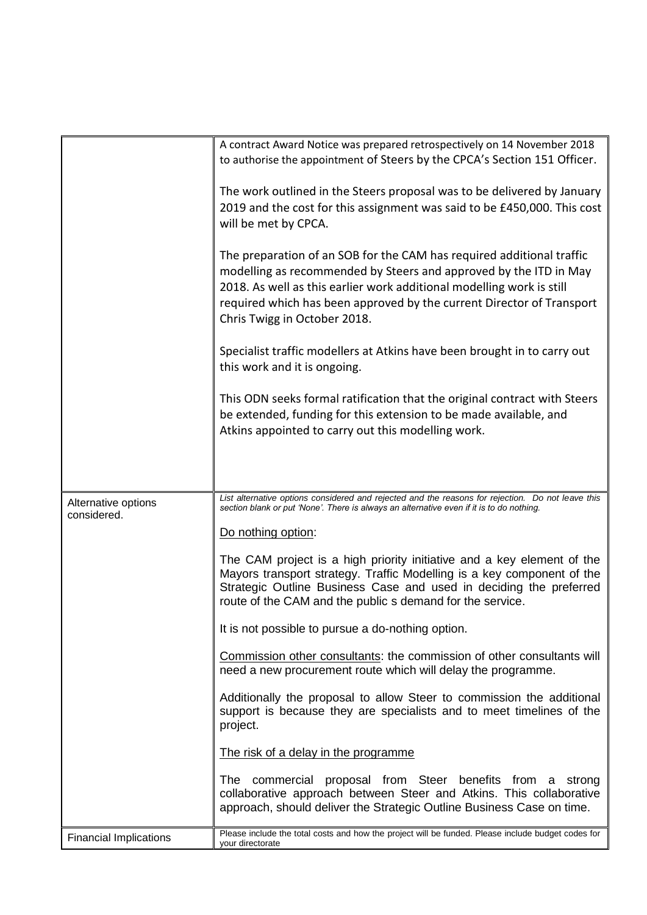| | |
|---|---|
| | A contract Award Notice was prepared retrospectively on 14 November 2018 to authorise the appointment of Steers by the CPCA's Section 151 Officer.<br><br>The work outlined in the Steers proposal was to be delivered by January 2019 and the cost for this assignment was said to be £450,000. This cost will be met by CPCA.<br><br>The preparation of an SOB for the CAM has required additional traffic modelling as recommended by Steers and approved by the ITD in May 2018. As well as this earlier work additional modelling work is still required which has been approved by the current Director of Transport Chris Twigg in October 2018.<br><br>Specialist traffic modellers at Atkins have been brought in to carry out this work and it is ongoing.<br><br>This ODN seeks formal ratification that the original contract with Steers be extended, funding for this extension to be made available, and Atkins appointed to carry out this modelling work. |
| Alternative options considered. | *List alternative options considered and rejected and the reasons for rejection. Do not leave this section blank or put 'None'. There is always an alternative even if it is to do nothing.*<br><br><u>Do nothing option</u>:<br><br>The CAM project is a high priority initiative and a key element of the Mayors transport strategy. Traffic Modelling is a key component of the Strategic Outline Business Case and used in deciding the preferred route of the CAM and the public s demand for the service.<br><br>It is not possible to pursue a do-nothing option.<br><br><u>Commission other consultants</u>: the commission of other consultants will need a new procurement route which will delay the programme.<br><br>Additionally the proposal to allow Steer to commission the additional support is because they are specialists and to meet timelines of the project.<br><br><u>The risk of a delay in the programme</u><br><br>The commercial proposal from Steer benefits from a strong collaborative approach between Steer and Atkins. This collaborative approach, should deliver the Strategic Outline Business Case on time. |
| Financial Implications | Please include the total costs and how the project will be funded. Please include budget codes for your directorate |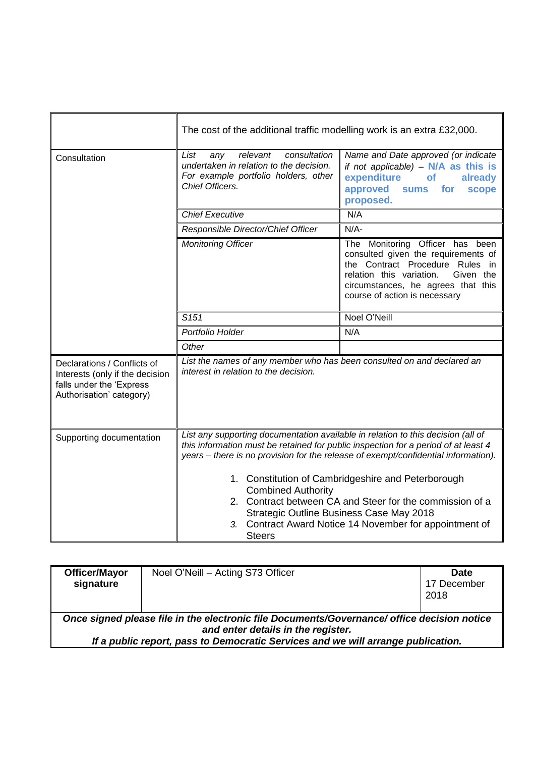| | | |
|---|---|---|
| | The cost of the additional traffic modelling work is an extra £32,000. | |
| Consultation | *List any relevant consultation undertaken in relation to the decision. For example portfolio holders, other Chief Officers.* | *Name and Date approved (or indicate if not applicable)* – **N/A as this is expenditure of already approved sums for scope proposed.** |
| | *Chief Executive* | N/A |
| | *Responsible Director/Chief Officer* | N/A- |
| | *Monitoring Officer* | The Monitoring Officer has been consulted given the requirements of the Contract Procedure Rules in relation this variation. Given the circumstances, he agrees that this course of action is necessary |
| | *S151* | Noel O'Neill |
| | *Portfolio Holder* | N/A |
| | *Other* | |
| Declarations / Conflicts of Interests (only if the decision falls under the 'Express Authorisation' category) | *List the names of any member who has been consulted on and declared an interest in relation to the decision.* | |
| Supporting documentation | *List any supporting documentation available in relation to this decision (all of this information must be retained for public inspection for a period of at least 4 years – there is no provision for the release of exempt/confidential information).*<br><br>1. Constitution of Cambridgeshire and Peterborough Combined Authority<br>2. Contract between CA and Steer for the commission of a Strategic Outline Business Case May 2018<br>3. Contract Award Notice 14 November for appointment of Steers | |

| | | |
|---|---|---|
| **Officer/Mayor signature** | Noel O'Neill – Acting S73 Officer | **Date** 17 December 2018 |
| ***Once signed please file in the electronic file Documents/Governance/ office decision notice and enter details in the register. If a public report, pass to Democratic Services and we will arrange publication.*** | | |